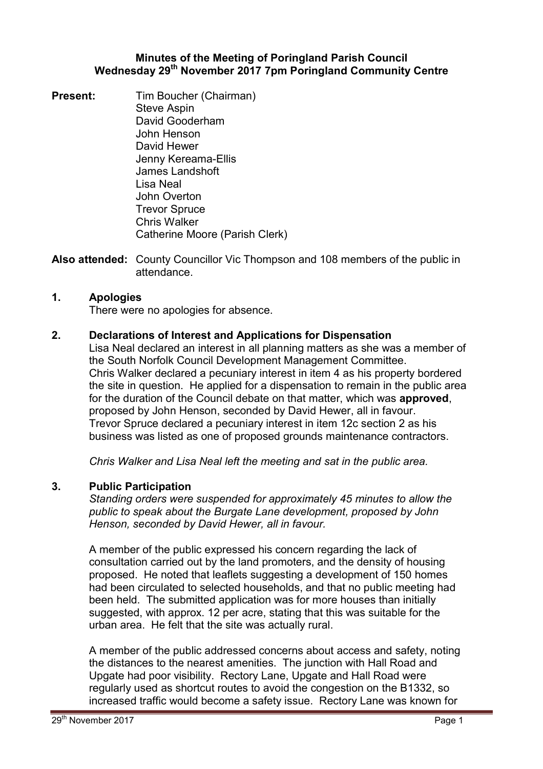**Minutes of the Meeting of Poringland Parish Council**
**Wednesday 29th November 2017 7pm Poringland Community Centre**

**Present:** Tim Boucher (Chairman)
Steve Aspin
David Gooderham
John Henson
David Hewer
Jenny Kereama-Ellis
James Landshoft
Lisa Neal
John Overton
Trevor Spruce
Chris Walker
Catherine Moore (Parish Clerk)

**Also attended:** County Councillor Vic Thompson and 108 members of the public in attendance.

## 1. Apologies

There were no apologies for absence.

## 2. Declarations of Interest and Applications for Dispensation

Lisa Neal declared an interest in all planning matters as she was a member of the South Norfolk Council Development Management Committee.
Chris Walker declared a pecuniary interest in item 4 as his property bordered the site in question. He applied for a dispensation to remain in the public area for the duration of the Council debate on that matter, which was **approved**, proposed by John Henson, seconded by David Hewer, all in favour.
Trevor Spruce declared a pecuniary interest in item 12c section 2 as his business was listed as one of proposed grounds maintenance contractors.

*Chris Walker and Lisa Neal left the meeting and sat in the public area.*

## 3. Public Participation

*Standing orders were suspended for approximately 45 minutes to allow the public to speak about the Burgate Lane development, proposed by John Henson, seconded by David Hewer, all in favour.*

A member of the public expressed his concern regarding the lack of consultation carried out by the land promoters, and the density of housing proposed. He noted that leaflets suggesting a development of 150 homes had been circulated to selected households, and that no public meeting had been held. The submitted application was for more houses than initially suggested, with approx. 12 per acre, stating that this was suitable for the urban area. He felt that the site was actually rural.

A member of the public addressed concerns about access and safety, noting the distances to the nearest amenities. The junction with Hall Road and Upgate had poor visibility. Rectory Lane, Upgate and Hall Road were regularly used as shortcut routes to avoid the congestion on the B1332, so increased traffic would become a safety issue. Rectory Lane was known for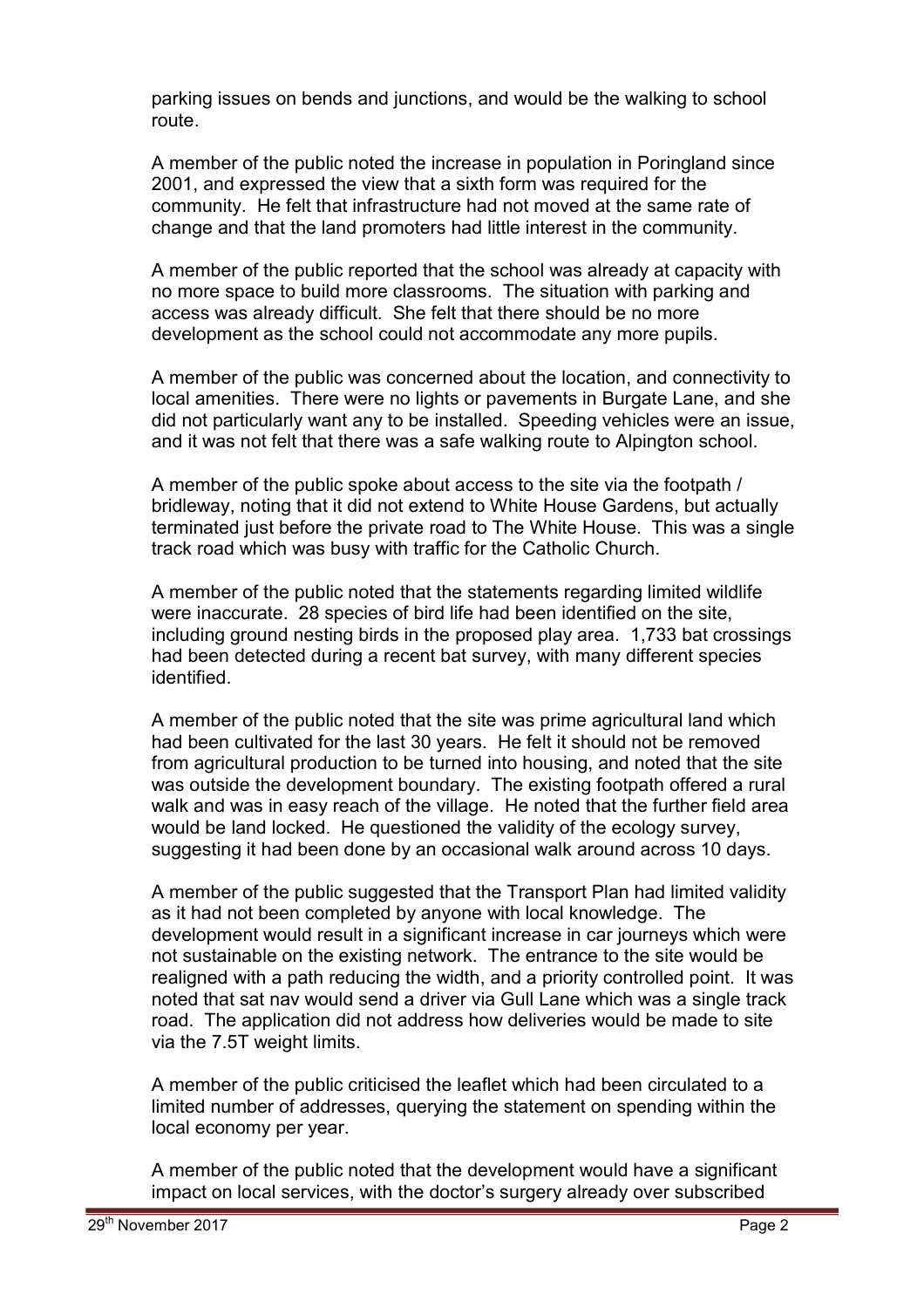parking issues on bends and junctions, and would be the walking to school route.

A member of the public noted the increase in population in Poringland since 2001, and expressed the view that a sixth form was required for the community. He felt that infrastructure had not moved at the same rate of change and that the land promoters had little interest in the community.

A member of the public reported that the school was already at capacity with no more space to build more classrooms. The situation with parking and access was already difficult. She felt that there should be no more development as the school could not accommodate any more pupils.

A member of the public was concerned about the location, and connectivity to local amenities. There were no lights or pavements in Burgate Lane, and she did not particularly want any to be installed. Speeding vehicles were an issue, and it was not felt that there was a safe walking route to Alpington school.

A member of the public spoke about access to the site via the footpath / bridleway, noting that it did not extend to White House Gardens, but actually terminated just before the private road to The White House. This was a single track road which was busy with traffic for the Catholic Church.

A member of the public noted that the statements regarding limited wildlife were inaccurate. 28 species of bird life had been identified on the site, including ground nesting birds in the proposed play area. 1,733 bat crossings had been detected during a recent bat survey, with many different species identified.

A member of the public noted that the site was prime agricultural land which had been cultivated for the last 30 years. He felt it should not be removed from agricultural production to be turned into housing, and noted that the site was outside the development boundary. The existing footpath offered a rural walk and was in easy reach of the village. He noted that the further field area would be land locked. He questioned the validity of the ecology survey, suggesting it had been done by an occasional walk around across 10 days.

A member of the public suggested that the Transport Plan had limited validity as it had not been completed by anyone with local knowledge. The development would result in a significant increase in car journeys which were not sustainable on the existing network. The entrance to the site would be realigned with a path reducing the width, and a priority controlled point. It was noted that sat nav would send a driver via Gull Lane which was a single track road. The application did not address how deliveries would be made to site via the 7.5T weight limits.

A member of the public criticised the leaflet which had been circulated to a limited number of addresses, querying the statement on spending within the local economy per year.

A member of the public noted that the development would have a significant impact on local services, with the doctor's surgery already over subscribed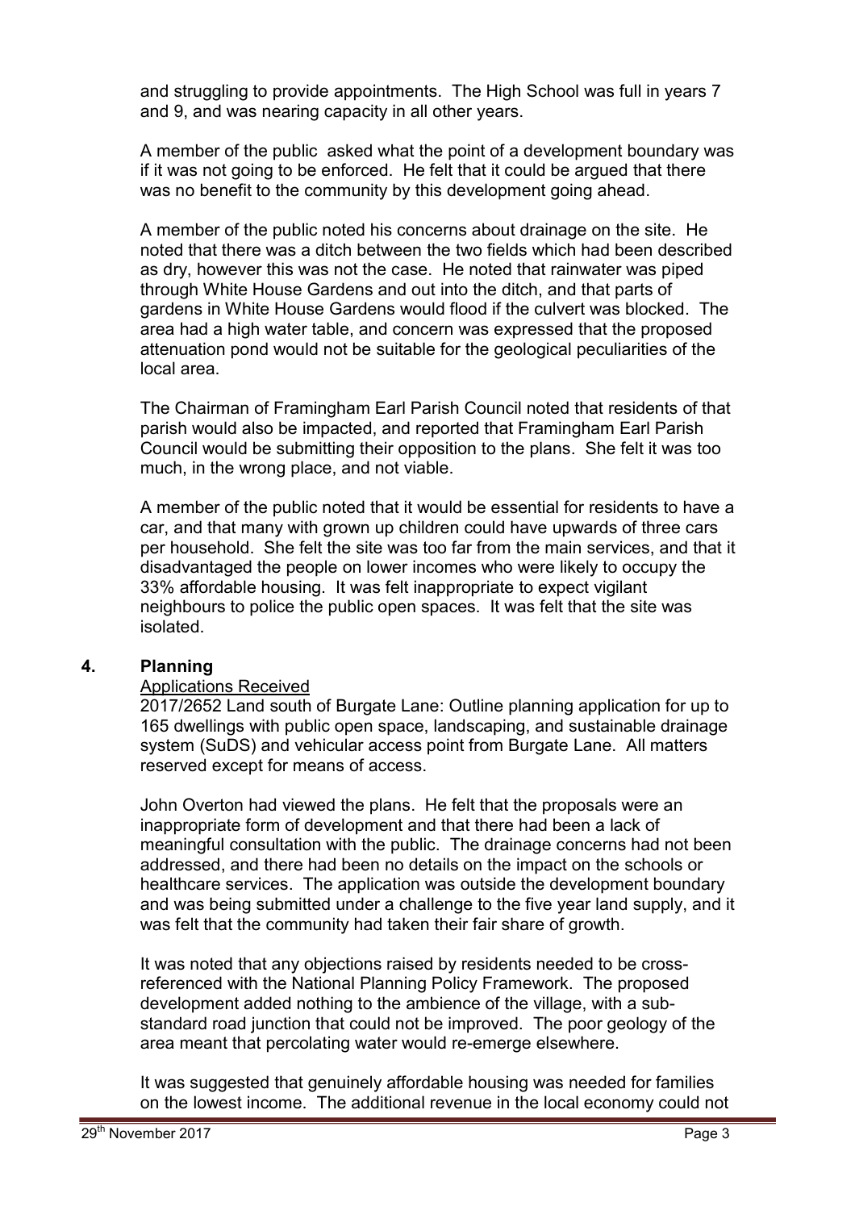and struggling to provide appointments. The High School was full in years 7 and 9, and was nearing capacity in all other years.

A member of the public asked what the point of a development boundary was if it was not going to be enforced. He felt that it could be argued that there was no benefit to the community by this development going ahead.

A member of the public noted his concerns about drainage on the site. He noted that there was a ditch between the two fields which had been described as dry, however this was not the case. He noted that rainwater was piped through White House Gardens and out into the ditch, and that parts of gardens in White House Gardens would flood if the culvert was blocked. The area had a high water table, and concern was expressed that the proposed attenuation pond would not be suitable for the geological peculiarities of the local area.

The Chairman of Framingham Earl Parish Council noted that residents of that parish would also be impacted, and reported that Framingham Earl Parish Council would be submitting their opposition to the plans. She felt it was too much, in the wrong place, and not viable.

A member of the public noted that it would be essential for residents to have a car, and that many with grown up children could have upwards of three cars per household. She felt the site was too far from the main services, and that it disadvantaged the people on lower incomes who were likely to occupy the 33% affordable housing. It was felt inappropriate to expect vigilant neighbours to police the public open spaces. It was felt that the site was isolated.

## 4. Planning

Applications Received

2017/2652 Land south of Burgate Lane: Outline planning application for up to 165 dwellings with public open space, landscaping, and sustainable drainage system (SuDS) and vehicular access point from Burgate Lane. All matters reserved except for means of access.

John Overton had viewed the plans. He felt that the proposals were an inappropriate form of development and that there had been a lack of meaningful consultation with the public. The drainage concerns had not been addressed, and there had been no details on the impact on the schools or healthcare services. The application was outside the development boundary and was being submitted under a challenge to the five year land supply, and it was felt that the community had taken their fair share of growth.

It was noted that any objections raised by residents needed to be cross-referenced with the National Planning Policy Framework. The proposed development added nothing to the ambience of the village, with a sub-standard road junction that could not be improved. The poor geology of the area meant that percolating water would re-emerge elsewhere.

It was suggested that genuinely affordable housing was needed for families on the lowest income. The additional revenue in the local economy could not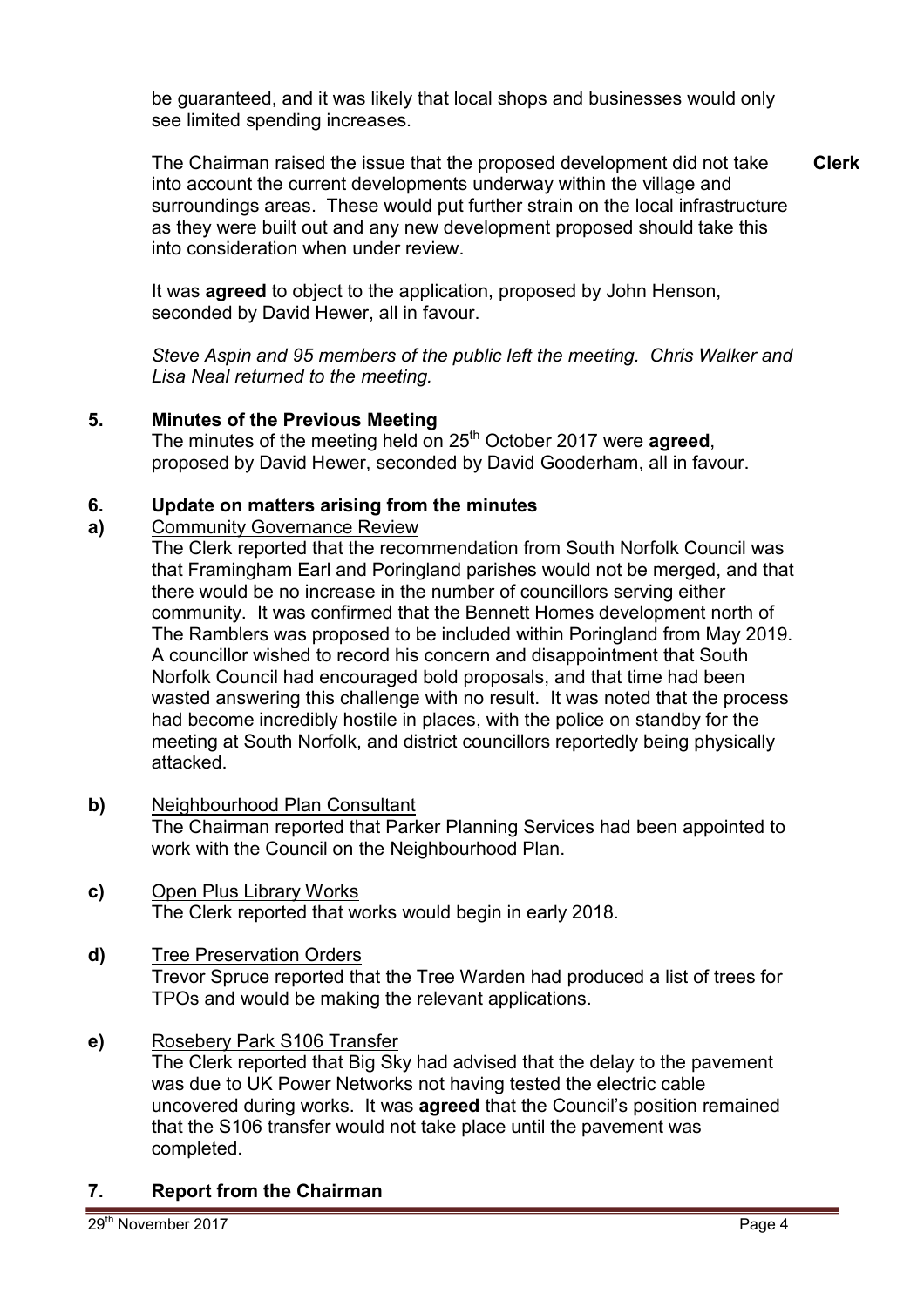be guaranteed, and it was likely that local shops and businesses would only see limited spending increases.

The Chairman raised the issue that the proposed development did not take into account the current developments underway within the village and surroundings areas. These would put further strain on the local infrastructure as they were built out and any new development proposed should take this into consideration when under review. **Clerk**

It was **agreed** to object to the application, proposed by John Henson, seconded by David Hewer, all in favour.

*Steve Aspin and 95 members of the public left the meeting. Chris Walker and Lisa Neal returned to the meeting.*

## 5. Minutes of the Previous Meeting

The minutes of the meeting held on 25th October 2017 were **agreed**, proposed by David Hewer, seconded by David Gooderham, all in favour.

## 6. Update on matters arising from the minutes

**a)** Community Governance Review

The Clerk reported that the recommendation from South Norfolk Council was that Framingham Earl and Poringland parishes would not be merged, and that there would be no increase in the number of councillors serving either community. It was confirmed that the Bennett Homes development north of The Ramblers was proposed to be included within Poringland from May 2019. A councillor wished to record his concern and disappointment that South Norfolk Council had encouraged bold proposals, and that time had been wasted answering this challenge with no result. It was noted that the process had become incredibly hostile in places, with the police on standby for the meeting at South Norfolk, and district councillors reportedly being physically attacked.

**b)** Neighbourhood Plan Consultant

The Chairman reported that Parker Planning Services had been appointed to work with the Council on the Neighbourhood Plan.

**c)** Open Plus Library Works

The Clerk reported that works would begin in early 2018.

**d)** Tree Preservation Orders

Trevor Spruce reported that the Tree Warden had produced a list of trees for TPOs and would be making the relevant applications.

**e)** Rosebery Park S106 Transfer

The Clerk reported that Big Sky had advised that the delay to the pavement was due to UK Power Networks not having tested the electric cable uncovered during works. It was **agreed** that the Council's position remained that the S106 transfer would not take place until the pavement was completed.

## 7. Report from the Chairman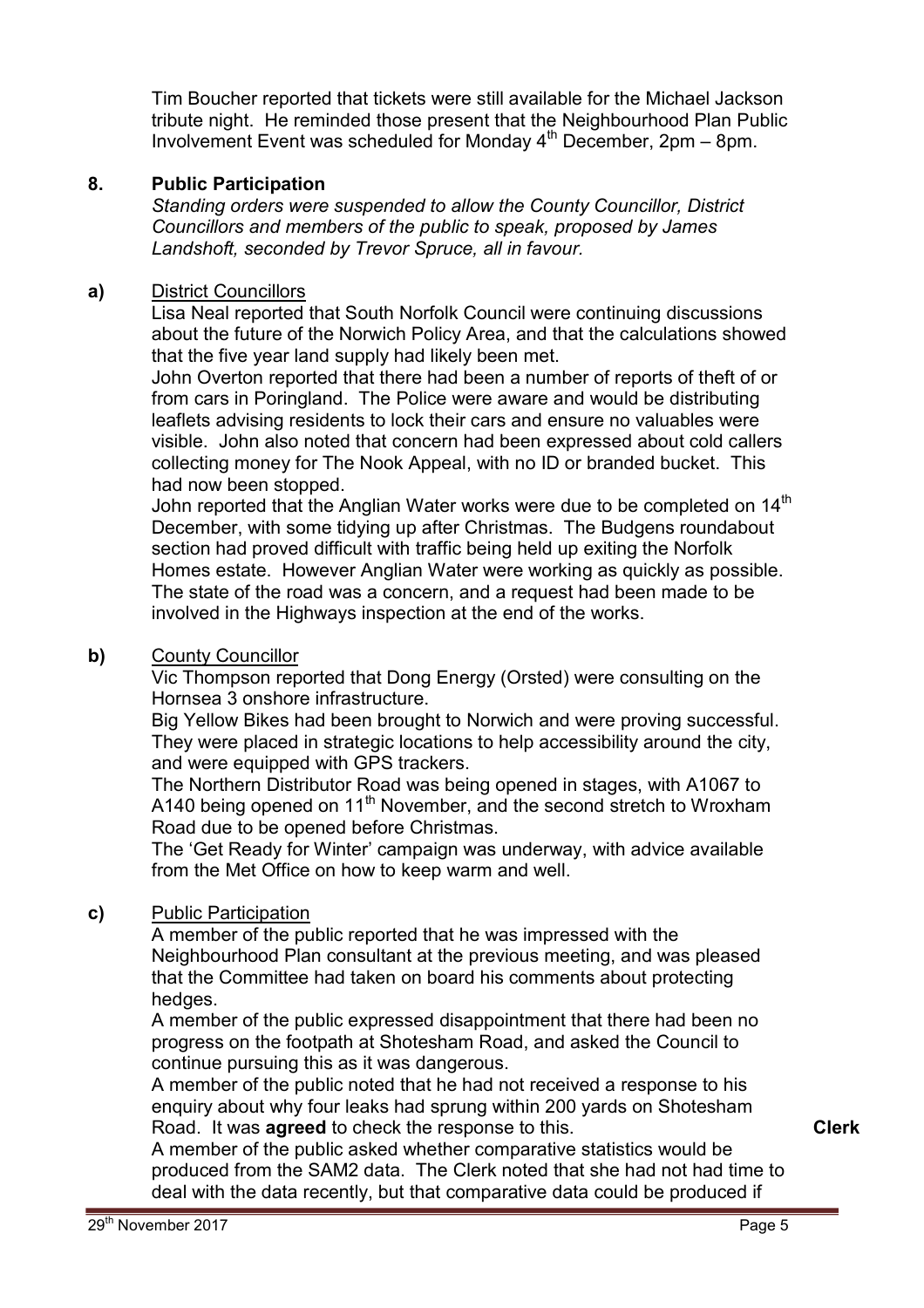Tim Boucher reported that tickets were still available for the Michael Jackson tribute night. He reminded those present that the Neighbourhood Plan Public Involvement Event was scheduled for Monday 4th December, 2pm – 8pm.

## 8. Public Participation

*Standing orders were suspended to allow the County Councillor, District Councillors and members of the public to speak, proposed by James Landshoft, seconded by Trevor Spruce, all in favour.*

### a) District Councillors

Lisa Neal reported that South Norfolk Council were continuing discussions about the future of the Norwich Policy Area, and that the calculations showed that the five year land supply had likely been met.

John Overton reported that there had been a number of reports of theft of or from cars in Poringland. The Police were aware and would be distributing leaflets advising residents to lock their cars and ensure no valuables were visible. John also noted that concern had been expressed about cold callers collecting money for The Nook Appeal, with no ID or branded bucket. This had now been stopped.

John reported that the Anglian Water works were due to be completed on 14th December, with some tidying up after Christmas. The Budgens roundabout section had proved difficult with traffic being held up exiting the Norfolk Homes estate. However Anglian Water were working as quickly as possible. The state of the road was a concern, and a request had been made to be involved in the Highways inspection at the end of the works.

### b) County Councillor

Vic Thompson reported that Dong Energy (Orsted) were consulting on the Hornsea 3 onshore infrastructure.

Big Yellow Bikes had been brought to Norwich and were proving successful. They were placed in strategic locations to help accessibility around the city, and were equipped with GPS trackers.

The Northern Distributor Road was being opened in stages, with A1067 to A140 being opened on 11th November, and the second stretch to Wroxham Road due to be opened before Christmas.

The 'Get Ready for Winter' campaign was underway, with advice available from the Met Office on how to keep warm and well.

### c) Public Participation

A member of the public reported that he was impressed with the Neighbourhood Plan consultant at the previous meeting, and was pleased that the Committee had taken on board his comments about protecting hedges.

A member of the public expressed disappointment that there had been no progress on the footpath at Shotesham Road, and asked the Council to continue pursuing this as it was dangerous.

A member of the public noted that he had not received a response to his enquiry about why four leaks had sprung within 200 yards on Shotesham Road. It was **agreed** to check the response to this. **Clerk**

A member of the public asked whether comparative statistics would be produced from the SAM2 data. The Clerk noted that she had not had time to deal with the data recently, but that comparative data could be produced if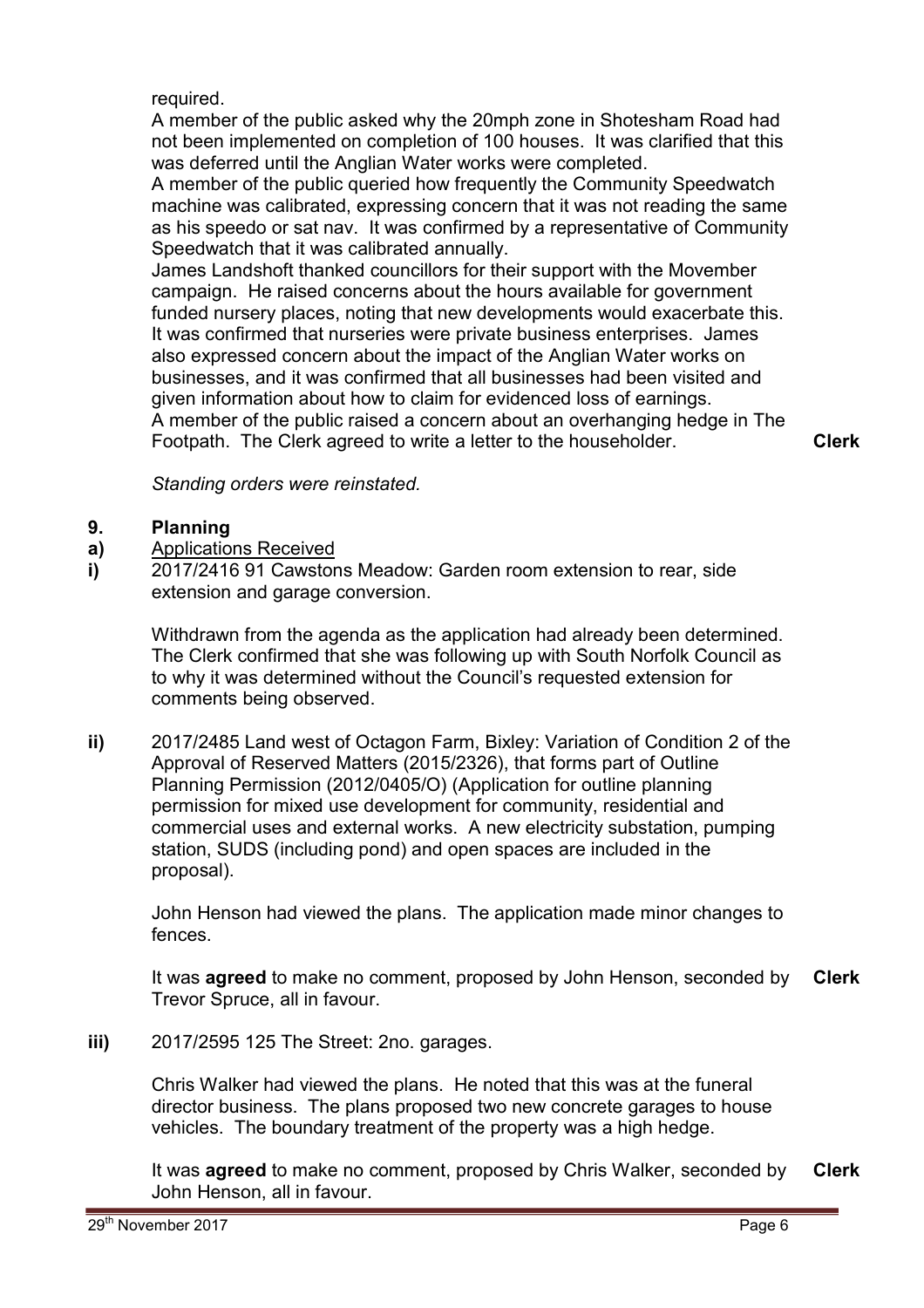required.

A member of the public asked why the 20mph zone in Shotesham Road had not been implemented on completion of 100 houses. It was clarified that this was deferred until the Anglian Water works were completed.

A member of the public queried how frequently the Community Speedwatch machine was calibrated, expressing concern that it was not reading the same as his speedo or sat nav. It was confirmed by a representative of Community Speedwatch that it was calibrated annually.

James Landshoft thanked councillors for their support with the Movember campaign. He raised concerns about the hours available for government funded nursery places, noting that new developments would exacerbate this. It was confirmed that nurseries were private business enterprises. James also expressed concern about the impact of the Anglian Water works on businesses, and it was confirmed that all businesses had been visited and given information about how to claim for evidenced loss of earnings.

A member of the public raised a concern about an overhanging hedge in The Footpath. The Clerk agreed to write a letter to the householder. **Clerk**

*Standing orders were reinstated.*

## 9. Planning

**a)** Applications Received

**i)** 2017/2416 91 Cawstons Meadow: Garden room extension to rear, side extension and garage conversion.

Withdrawn from the agenda as the application had already been determined. The Clerk confirmed that she was following up with South Norfolk Council as to why it was determined without the Council's requested extension for comments being observed.

**ii)** 2017/2485 Land west of Octagon Farm, Bixley: Variation of Condition 2 of the Approval of Reserved Matters (2015/2326), that forms part of Outline Planning Permission (2012/0405/O) (Application for outline planning permission for mixed use development for community, residential and commercial uses and external works. A new electricity substation, pumping station, SUDS (including pond) and open spaces are included in the proposal).

John Henson had viewed the plans. The application made minor changes to fences.

It was **agreed** to make no comment, proposed by John Henson, seconded by Trevor Spruce, all in favour. **Clerk**

**iii)** 2017/2595 125 The Street: 2no. garages.

Chris Walker had viewed the plans. He noted that this was at the funeral director business. The plans proposed two new concrete garages to house vehicles. The boundary treatment of the property was a high hedge.

It was **agreed** to make no comment, proposed by Chris Walker, seconded by John Henson, all in favour. **Clerk**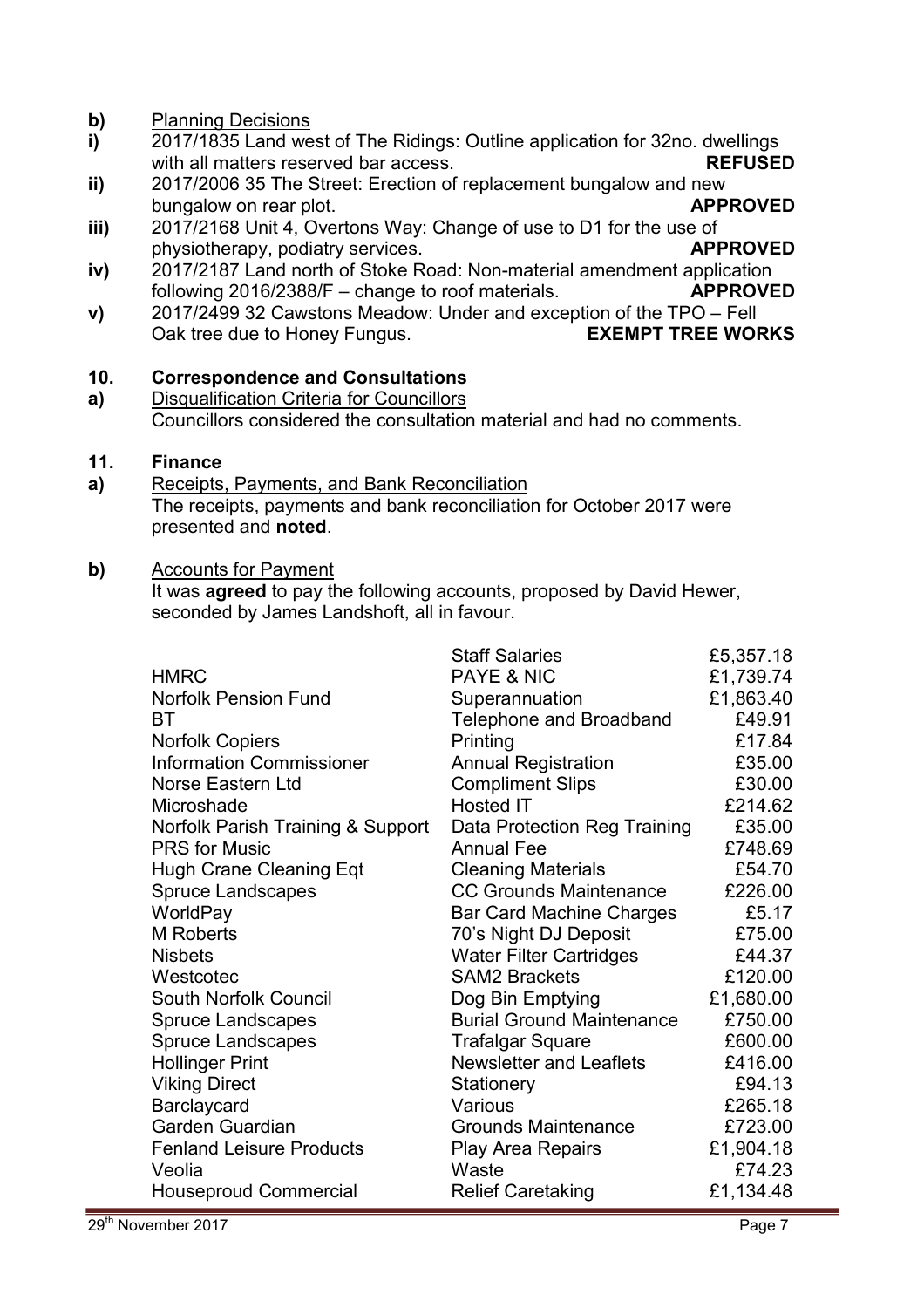**b)** Planning Decisions

**i)** 2017/1835 Land west of The Ridings: Outline application for 32no. dwellings with all matters reserved bar access. **REFUSED**

**ii)** 2017/2006 35 The Street: Erection of replacement bungalow and new bungalow on rear plot. **APPROVED**

**iii)** 2017/2168 Unit 4, Overtons Way: Change of use to D1 for the use of physiotherapy, podiatry services. **APPROVED**

**iv)** 2017/2187 Land north of Stoke Road: Non-material amendment application following 2016/2388/F – change to roof materials. **APPROVED**

**v)** 2017/2499 32 Cawstons Meadow: Under and exception of the TPO – Fell Oak tree due to Honey Fungus. **EXEMPT TREE WORKS**

## 10. Correspondence and Consultations

**a)** Disqualification Criteria for Councillors

Councillors considered the consultation material and had no comments.

## 11. Finance

**a)** Receipts, Payments, and Bank Reconciliation

The receipts, payments and bank reconciliation for October 2017 were presented and **noted**.

**b)** Accounts for Payment

It was **agreed** to pay the following accounts, proposed by David Hewer, seconded by James Landshoft, all in favour.

| | | |
|---|---|---|
| | Staff Salaries | £5,357.18 |
| HMRC | PAYE & NIC | £1,739.74 |
| Norfolk Pension Fund | Superannuation | £1,863.40 |
| BT | Telephone and Broadband | £49.91 |
| Norfolk Copiers | Printing | £17.84 |
| Information Commissioner | Annual Registration | £35.00 |
| Norse Eastern Ltd | Compliment Slips | £30.00 |
| Microshade | Hosted IT | £214.62 |
| Norfolk Parish Training & Support | Data Protection Reg Training | £35.00 |
| PRS for Music | Annual Fee | £748.69 |
| Hugh Crane Cleaning Eqt | Cleaning Materials | £54.70 |
| Spruce Landscapes | CC Grounds Maintenance | £226.00 |
| WorldPay | Bar Card Machine Charges | £5.17 |
| M Roberts | 70's Night DJ Deposit | £75.00 |
| Nisbets | Water Filter Cartridges | £44.37 |
| Westcotec | SAM2 Brackets | £120.00 |
| South Norfolk Council | Dog Bin Emptying | £1,680.00 |
| Spruce Landscapes | Burial Ground Maintenance | £750.00 |
| Spruce Landscapes | Trafalgar Square | £600.00 |
| Hollinger Print | Newsletter and Leaflets | £416.00 |
| Viking Direct | Stationery | £94.13 |
| Barclaycard | Various | £265.18 |
| Garden Guardian | Grounds Maintenance | £723.00 |
| Fenland Leisure Products | Play Area Repairs | £1,904.18 |
| Veolia | Waste | £74.23 |
| Houseproud Commercial | Relief Caretaking | £1,134.48 |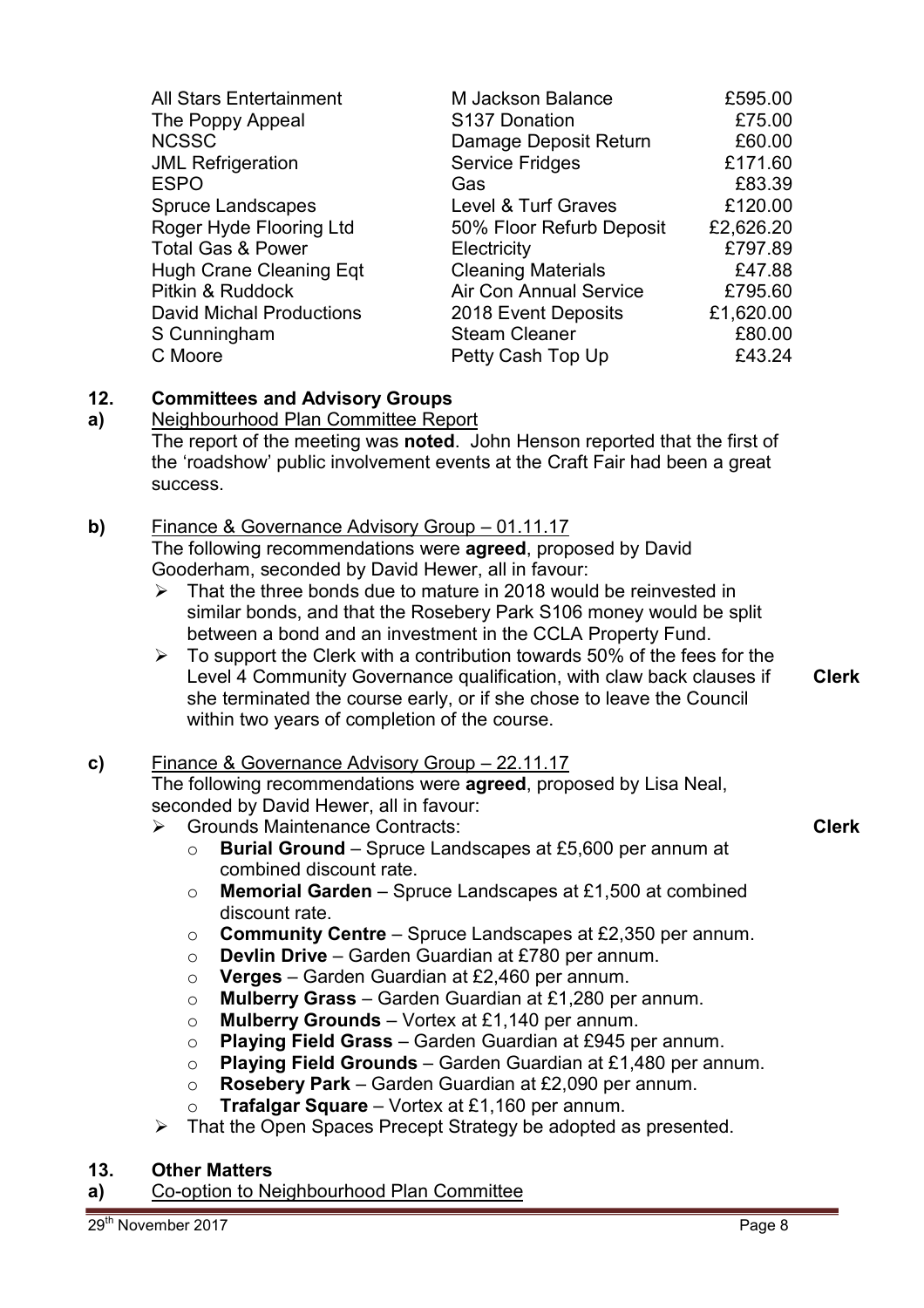| | | |
|---|---|---|
| All Stars Entertainment | M Jackson Balance | £595.00 |
| The Poppy Appeal | S137 Donation | £75.00 |
| NCSSC | Damage Deposit Return | £60.00 |
| JML Refrigeration | Service Fridges | £171.60 |
| ESPO | Gas | £83.39 |
| Spruce Landscapes | Level & Turf Graves | £120.00 |
| Roger Hyde Flooring Ltd | 50% Floor Refurb Deposit | £2,626.20 |
| Total Gas & Power | Electricity | £797.89 |
| Hugh Crane Cleaning Eqt | Cleaning Materials | £47.88 |
| Pitkin & Ruddock | Air Con Annual Service | £795.60 |
| David Michal Productions | 2018 Event Deposits | £1,620.00 |
| S Cunningham | Steam Cleaner | £80.00 |
| C Moore | Petty Cash Top Up | £43.24 |

## 12. Committees and Advisory Groups

**a)** Neighbourhood Plan Committee Report

The report of the meeting was **noted**. John Henson reported that the first of the 'roadshow' public involvement events at the Craft Fair had been a great success.

**b)** Finance & Governance Advisory Group – 01.11.17

The following recommendations were **agreed**, proposed by David Gooderham, seconded by David Hewer, all in favour:

- That the three bonds due to mature in 2018 would be reinvested in similar bonds, and that the Rosebery Park S106 money would be split between a bond and an investment in the CCLA Property Fund.
- To support the Clerk with a contribution towards 50% of the fees for the Level 4 Community Governance qualification, with claw back clauses if she terminated the course early, or if she chose to leave the Council within two years of completion of the course. **Clerk**

**c)** Finance & Governance Advisory Group – 22.11.17

The following recommendations were **agreed**, proposed by Lisa Neal, seconded by David Hewer, all in favour:

- Grounds Maintenance Contracts: **Clerk**
  - **Burial Ground** – Spruce Landscapes at £5,600 per annum at combined discount rate.
  - **Memorial Garden** – Spruce Landscapes at £1,500 at combined discount rate.
  - **Community Centre** – Spruce Landscapes at £2,350 per annum.
  - **Devlin Drive** – Garden Guardian at £780 per annum.
  - **Verges** – Garden Guardian at £2,460 per annum.
  - **Mulberry Grass** – Garden Guardian at £1,280 per annum.
  - **Mulberry Grounds** – Vortex at £1,140 per annum.
  - **Playing Field Grass** – Garden Guardian at £945 per annum.
  - **Playing Field Grounds** – Garden Guardian at £1,480 per annum.
  - **Rosebery Park** – Garden Guardian at £2,090 per annum.
  - **Trafalgar Square** – Vortex at £1,160 per annum.
- That the Open Spaces Precept Strategy be adopted as presented.

## 13. Other Matters

**a)** Co-option to Neighbourhood Plan Committee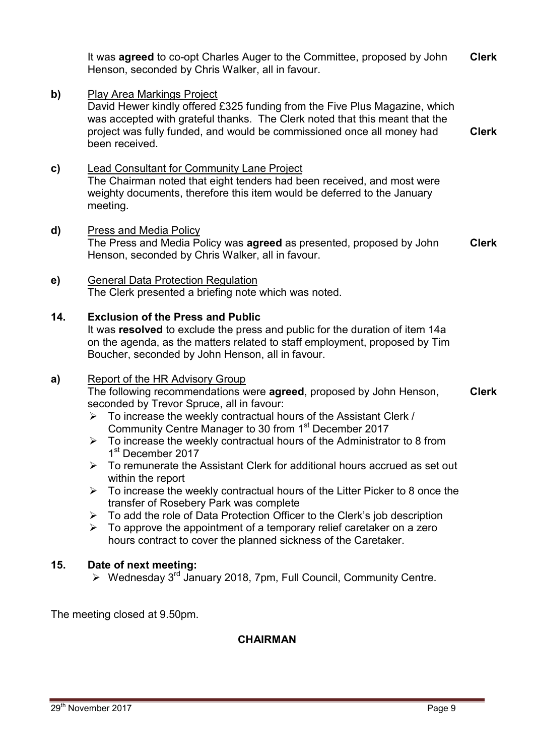It was **agreed** to co-opt Charles Auger to the Committee, proposed by John Henson, seconded by Chris Walker, all in favour. **Clerk**

**b)** Play Area Markings Project

David Hewer kindly offered £325 funding from the Five Plus Magazine, which was accepted with grateful thanks. The Clerk noted that this meant that the project was fully funded, and would be commissioned once all money had been received. **Clerk**

**c)** Lead Consultant for Community Lane Project

The Chairman noted that eight tenders had been received, and most were weighty documents, therefore this item would be deferred to the January meeting.

**d)** Press and Media Policy

The Press and Media Policy was **agreed** as presented, proposed by John Henson, seconded by Chris Walker, all in favour. **Clerk**

**e)** General Data Protection Regulation

The Clerk presented a briefing note which was noted.

**14. Exclusion of the Press and Public**

It was **resolved** to exclude the press and public for the duration of item 14a on the agenda, as the matters related to staff employment, proposed by Tim Boucher, seconded by John Henson, all in favour.

**a)** Report of the HR Advisory Group

The following recommendations were **agreed**, proposed by John Henson, seconded by Trevor Spruce, all in favour: **Clerk**

- To increase the weekly contractual hours of the Assistant Clerk / Community Centre Manager to 30 from 1st December 2017
- To increase the weekly contractual hours of the Administrator to 8 from 1st December 2017
- To remunerate the Assistant Clerk for additional hours accrued as set out within the report
- To increase the weekly contractual hours of the Litter Picker to 8 once the transfer of Rosebery Park was complete
- To add the role of Data Protection Officer to the Clerk's job description
- To approve the appointment of a temporary relief caretaker on a zero hours contract to cover the planned sickness of the Caretaker.

**15. Date of next meeting:**

- Wednesday 3rd January 2018, 7pm, Full Council, Community Centre.

The meeting closed at 9.50pm.

**CHAIRMAN**